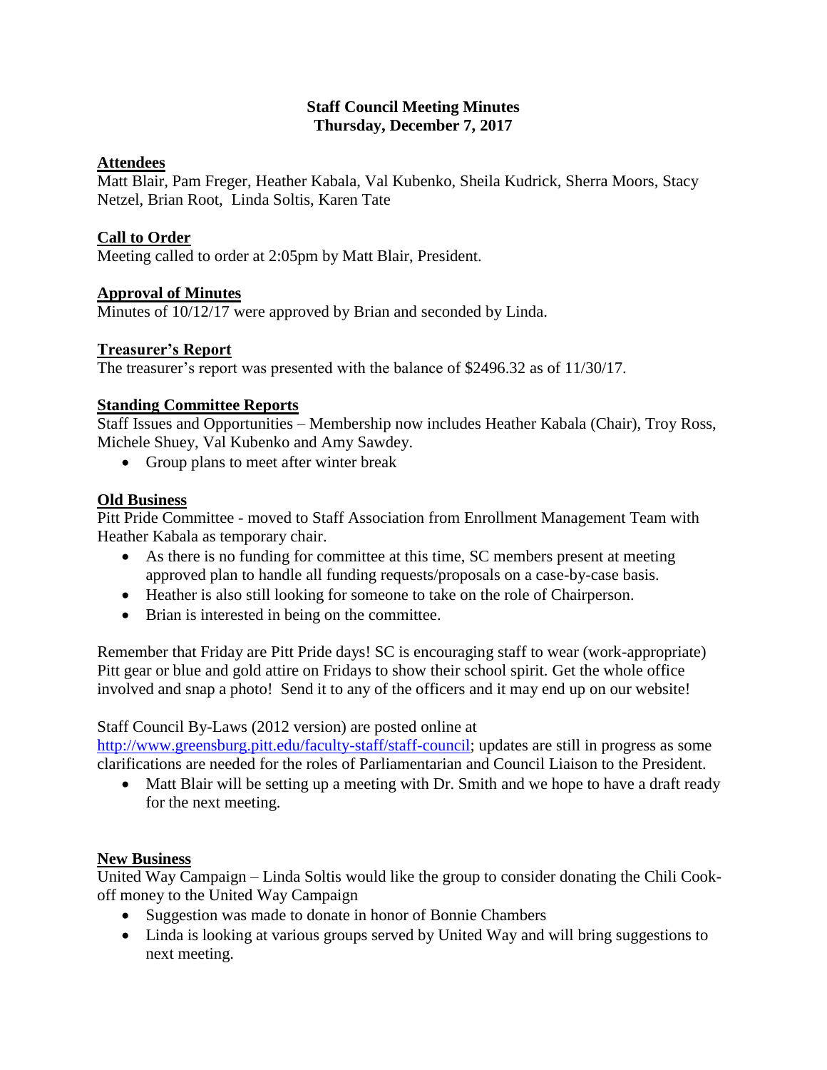**Staff Council Meeting Minutes**
**Thursday, December 7, 2017**

**Attendees**

Matt Blair, Pam Freger, Heather Kabala, Val Kubenko, Sheila Kudrick, Sherra Moors, Stacy Netzel, Brian Root, Linda Soltis, Karen Tate

**Call to Order**

Meeting called to order at 2:05pm by Matt Blair, President.

**Approval of Minutes**

Minutes of 10/12/17 were approved by Brian and seconded by Linda.

**Treasurer's Report**

The treasurer's report was presented with the balance of $2496.32 as of 11/30/17.

**Standing Committee Reports**

Staff Issues and Opportunities – Membership now includes Heather Kabala (Chair), Troy Ross, Michele Shuey, Val Kubenko and Amy Sawdey.

- Group plans to meet after winter break

**Old Business**

Pitt Pride Committee - moved to Staff Association from Enrollment Management Team with Heather Kabala as temporary chair.

- As there is no funding for committee at this time, SC members present at meeting approved plan to handle all funding requests/proposals on a case-by-case basis.
- Heather is also still looking for someone to take on the role of Chairperson.
- Brian is interested in being on the committee.

Remember that Friday are Pitt Pride days! SC is encouraging staff to wear (work-appropriate) Pitt gear or blue and gold attire on Fridays to show their school spirit. Get the whole office involved and snap a photo! Send it to any of the officers and it may end up on our website!

Staff Council By-Laws (2012 version) are posted online at http://www.greensburg.pitt.edu/faculty-staff/staff-council; updates are still in progress as some clarifications are needed for the roles of Parliamentarian and Council Liaison to the President.

- Matt Blair will be setting up a meeting with Dr. Smith and we hope to have a draft ready for the next meeting.

**New Business**

United Way Campaign – Linda Soltis would like the group to consider donating the Chili Cook-off money to the United Way Campaign

- Suggestion was made to donate in honor of Bonnie Chambers
- Linda is looking at various groups served by United Way and will bring suggestions to next meeting.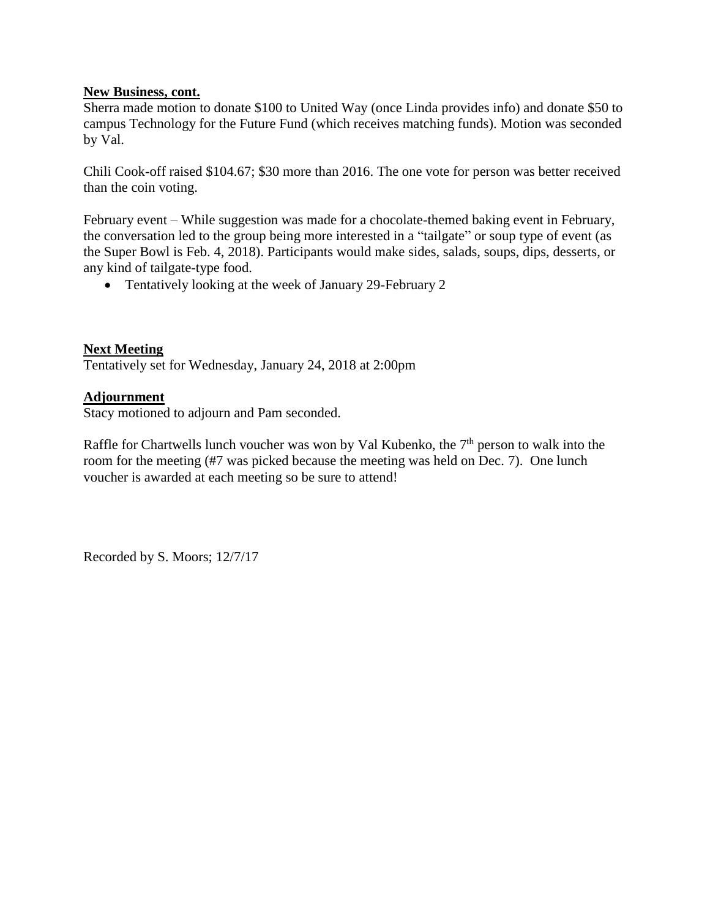**New Business, cont.**

Sherra made motion to donate $100 to United Way (once Linda provides info) and donate $50 to campus Technology for the Future Fund (which receives matching funds). Motion was seconded by Val.

Chili Cook-off raised $104.67; $30 more than 2016. The one vote for person was better received than the coin voting.

February event – While suggestion was made for a chocolate-themed baking event in February, the conversation led to the group being more interested in a "tailgate" or soup type of event (as the Super Bowl is Feb. 4, 2018). Participants would make sides, salads, soups, dips, desserts, or any kind of tailgate-type food.

- Tentatively looking at the week of January 29-February 2

**Next Meeting**

Tentatively set for Wednesday, January 24, 2018 at 2:00pm

**Adjournment**

Stacy motioned to adjourn and Pam seconded.

Raffle for Chartwells lunch voucher was won by Val Kubenko, the 7th person to walk into the room for the meeting (#7 was picked because the meeting was held on Dec. 7). One lunch voucher is awarded at each meeting so be sure to attend!

Recorded by S. Moors; 12/7/17